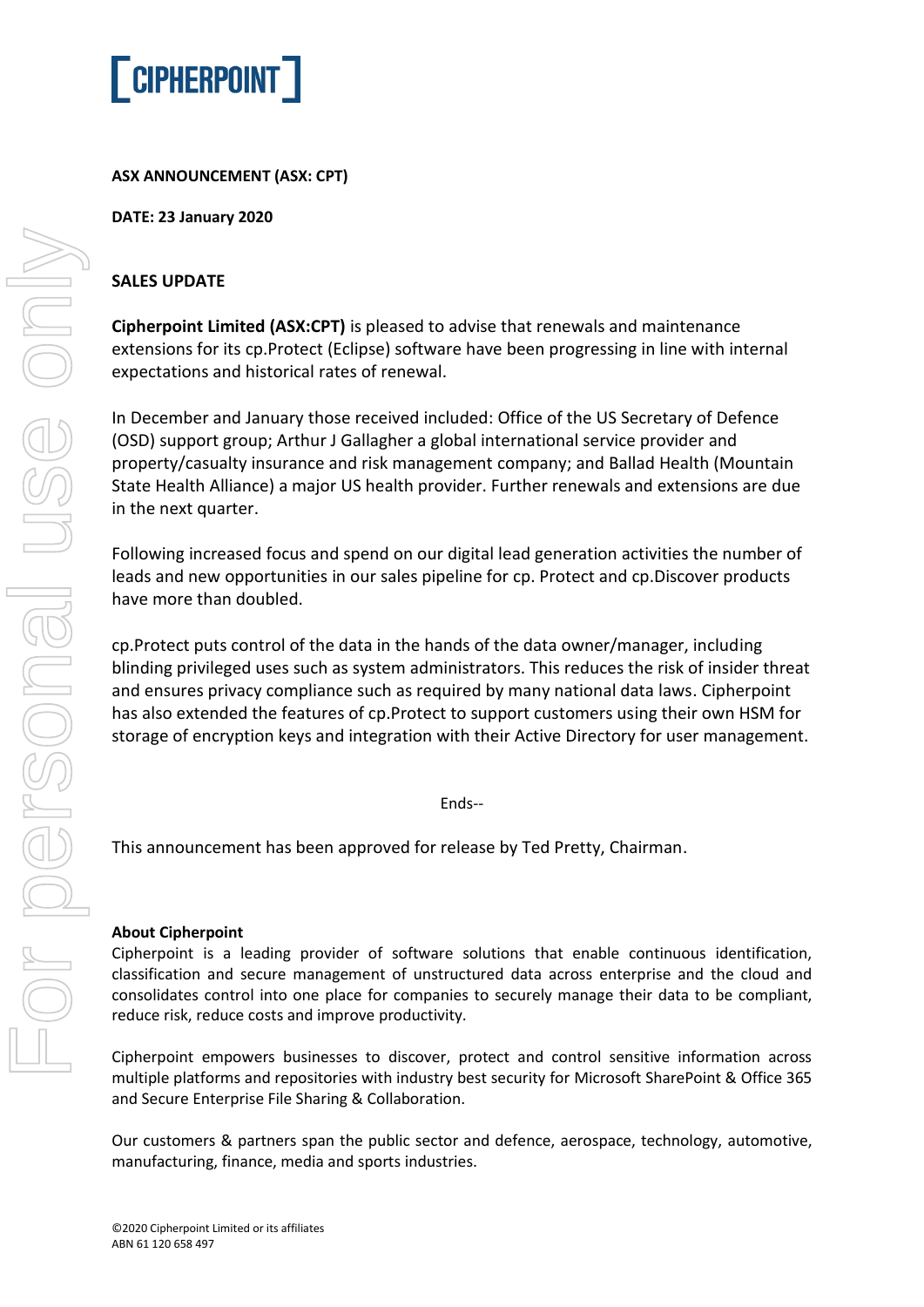CIPHERPOINT

**ASX ANNOUNCEMENT (ASX: CPT)**

**DATE: 23 January 2020**

**SALES UPDATE**

**Cipherpoint Limited (ASX:CPT)** is pleased to advise that renewals and maintenance extensions for its cp.Protect (Eclipse) software have been progressing in line with internal expectations and historical rates of renewal.

In December and January those received included: Office of the US Secretary of Defence (OSD) support group; Arthur J Gallagher a global international service provider and property/casualty insurance and risk management company; and Ballad Health (Mountain State Health Alliance) a major US health provider. Further renewals and extensions are due in the next quarter.

Following increased focus and spend on our digital lead generation activities the number of leads and new opportunities in our sales pipeline for cp. Protect and cp.Discover products have more than doubled.

cp.Protect puts control of the data in the hands of the data owner/manager, including blinding privileged uses such as system administrators. This reduces the risk of insider threat and ensures privacy compliance such as required by many national data laws. Cipherpoint has also extended the features of cp.Protect to support customers using their own HSM for storage of encryption keys and integration with their Active Directory for user management.

Ends--

This announcement has been approved for release by Ted Pretty, Chairman.

**About Cipherpoint**

Cipherpoint is a leading provider of software solutions that enable continuous identification, classification and secure management of unstructured data across enterprise and the cloud and consolidates control into one place for companies to securely manage their data to be compliant, reduce risk, reduce costs and improve productivity.

Cipherpoint empowers businesses to discover, protect and control sensitive information across multiple platforms and repositories with industry best security for Microsoft SharePoint & Office 365 and Secure Enterprise File Sharing & Collaboration.

Our customers & partners span the public sector and defence, aerospace, technology, automotive, manufacturing, finance, media and sports industries.

©2020 Cipherpoint Limited or its affiliates
ABN 61 120 658 497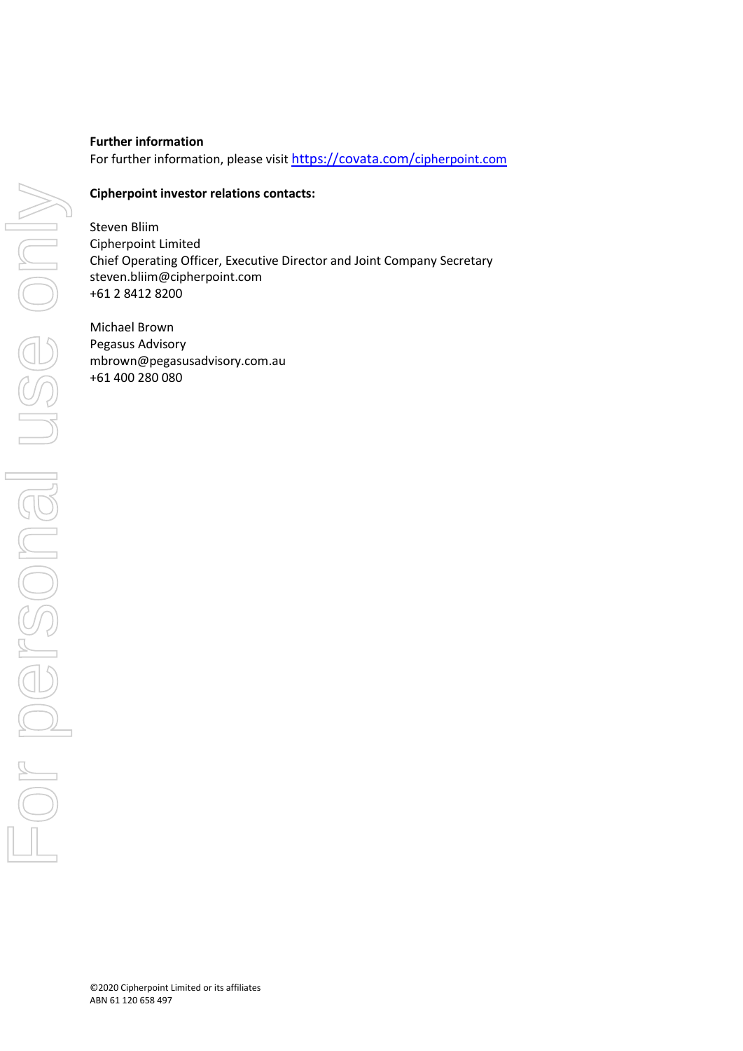**Further information**

For further information, please visit [https://covata.com/cipherpoint.com](https://covata.com/cipherpoint.com)

**Cipherpoint investor relations contacts:**

Steven Bliim
Cipherpoint Limited
Chief Operating Officer, Executive Director and Joint Company Secretary
steven.bliim@cipherpoint.com
+61 2 8412 8200

Michael Brown
Pegasus Advisory
mbrown@pegasusadvisory.com.au
+61 400 280 080

©2020 Cipherpoint Limited or its affiliates
ABN 61 120 658 497